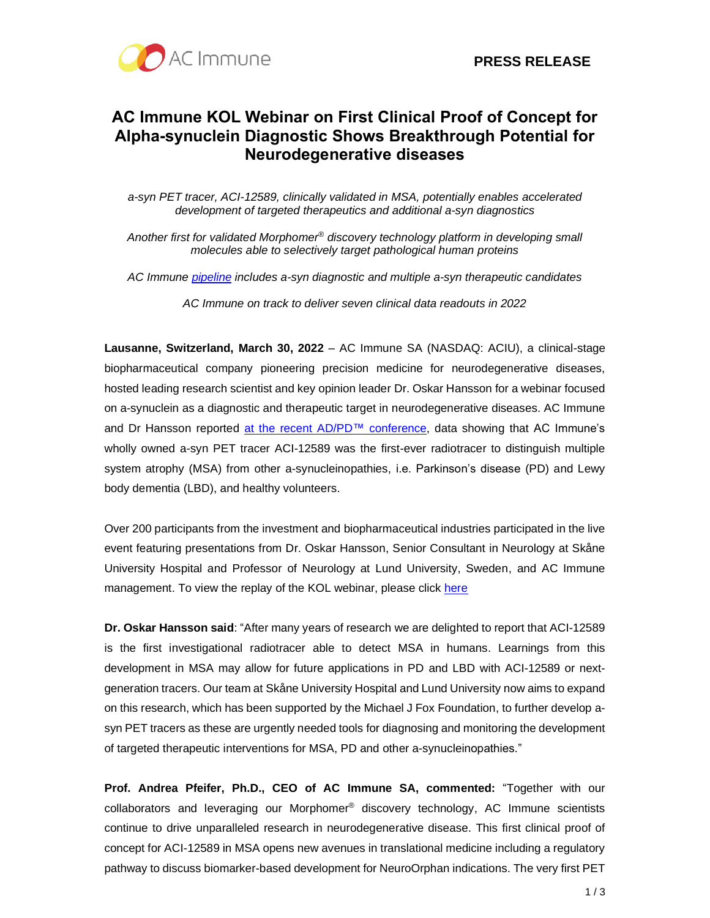**PRESS RELEASE**

# AC Immune KOL Webinar on First Clinical Proof of Concept for Alpha-synuclein Diagnostic Shows Breakthrough Potential for Neurodegenerative diseases

*a-syn PET tracer, ACI-12589, clinically validated in MSA, potentially enables accelerated development of targeted therapeutics and additional a-syn diagnostics*

*Another first for validated Morphomer® discovery technology platform in developing small molecules able to selectively target pathological human proteins*

*AC Immune pipeline includes a-syn diagnostic and multiple a-syn therapeutic candidates*

*AC Immune on track to deliver seven clinical data readouts in 2022*

**Lausanne, Switzerland, March 30, 2022** – AC Immune SA (NASDAQ: ACIU), a clinical-stage biopharmaceutical company pioneering precision medicine for neurodegenerative diseases, hosted leading research scientist and key opinion leader Dr. Oskar Hansson for a webinar focused on a-synuclein as a diagnostic and therapeutic target in neurodegenerative diseases. AC Immune and Dr Hansson reported at the recent AD/PD™ conference, data showing that AC Immune's wholly owned a-syn PET tracer ACI-12589 was the first-ever radiotracer to distinguish multiple system atrophy (MSA) from other a-synucleinopathies, i.e. Parkinson's disease (PD) and Lewy body dementia (LBD), and healthy volunteers.

Over 200 participants from the investment and biopharmaceutical industries participated in the live event featuring presentations from Dr. Oskar Hansson, Senior Consultant in Neurology at Skåne University Hospital and Professor of Neurology at Lund University, Sweden, and AC Immune management. To view the replay of the KOL webinar, please click here

**Dr. Oskar Hansson said**: "After many years of research we are delighted to report that ACI-12589 is the first investigational radiotracer able to detect MSA in humans. Learnings from this development in MSA may allow for future applications in PD and LBD with ACI-12589 or next-generation tracers. Our team at Skåne University Hospital and Lund University now aims to expand on this research, which has been supported by the Michael J Fox Foundation, to further develop a-syn PET tracers as these are urgently needed tools for diagnosing and monitoring the development of targeted therapeutic interventions for MSA, PD and other a-synucleinopathies."

**Prof. Andrea Pfeifer, Ph.D., CEO of AC Immune SA, commented:** "Together with our collaborators and leveraging our Morphomer® discovery technology, AC Immune scientists continue to drive unparalleled research in neurodegenerative disease. This first clinical proof of concept for ACI-12589 in MSA opens new avenues in translational medicine including a regulatory pathway to discuss biomarker-based development for NeuroOrphan indications. The very first PET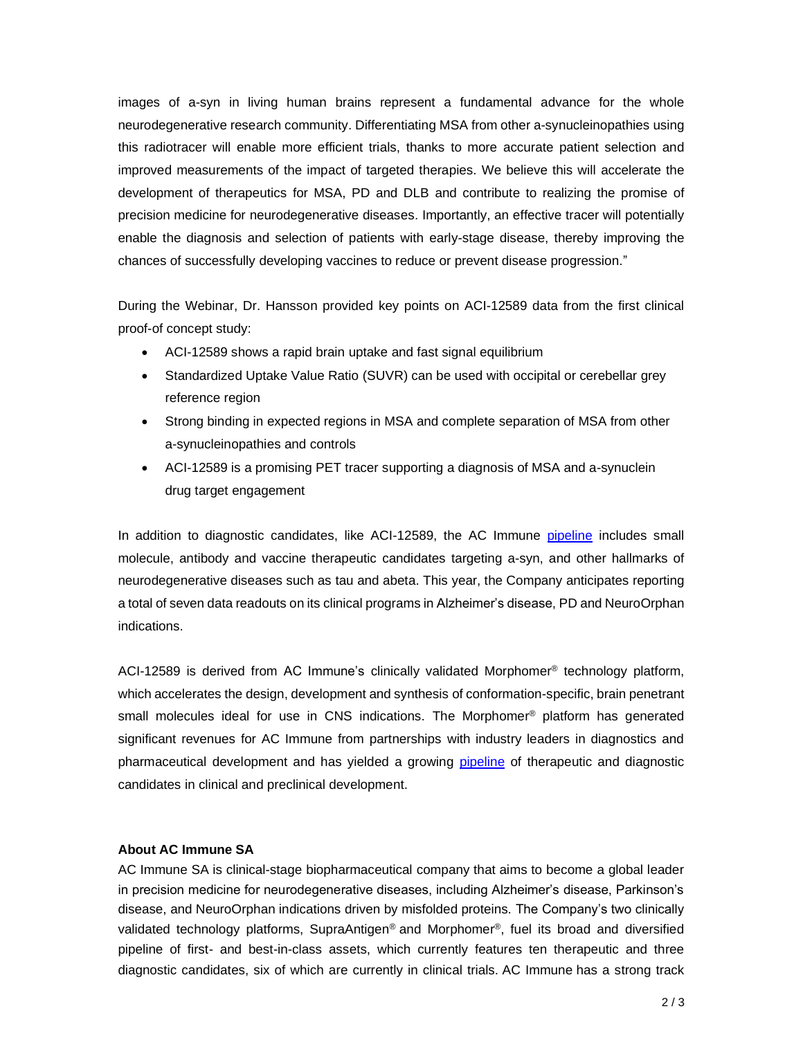images of a-syn in living human brains represent a fundamental advance for the whole neurodegenerative research community. Differentiating MSA from other a-synucleinopathies using this radiotracer will enable more efficient trials, thanks to more accurate patient selection and improved measurements of the impact of targeted therapies. We believe this will accelerate the development of therapeutics for MSA, PD and DLB and contribute to realizing the promise of precision medicine for neurodegenerative diseases. Importantly, an effective tracer will potentially enable the diagnosis and selection of patients with early-stage disease, thereby improving the chances of successfully developing vaccines to reduce or prevent disease progression."

During the Webinar, Dr. Hansson provided key points on ACI-12589 data from the first clinical proof-of concept study:

- ACI-12589 shows a rapid brain uptake and fast signal equilibrium
- Standardized Uptake Value Ratio (SUVR) can be used with occipital or cerebellar grey reference region
- Strong binding in expected regions in MSA and complete separation of MSA from other a-synucleinopathies and controls
- ACI-12589 is a promising PET tracer supporting a diagnosis of MSA and a-synuclein drug target engagement

In addition to diagnostic candidates, like ACI-12589, the AC Immune pipeline includes small molecule, antibody and vaccine therapeutic candidates targeting a-syn, and other hallmarks of neurodegenerative diseases such as tau and abeta. This year, the Company anticipates reporting a total of seven data readouts on its clinical programs in Alzheimer's disease, PD and NeuroOrphan indications.

ACI-12589 is derived from AC Immune's clinically validated Morphomer® technology platform, which accelerates the design, development and synthesis of conformation-specific, brain penetrant small molecules ideal for use in CNS indications. The Morphomer® platform has generated significant revenues for AC Immune from partnerships with industry leaders in diagnostics and pharmaceutical development and has yielded a growing pipeline of therapeutic and diagnostic candidates in clinical and preclinical development.

**About AC Immune SA**

AC Immune SA is clinical-stage biopharmaceutical company that aims to become a global leader in precision medicine for neurodegenerative diseases, including Alzheimer's disease, Parkinson's disease, and NeuroOrphan indications driven by misfolded proteins. The Company's two clinically validated technology platforms, SupraAntigen® and Morphomer®, fuel its broad and diversified pipeline of first- and best-in-class assets, which currently features ten therapeutic and three diagnostic candidates, six of which are currently in clinical trials. AC Immune has a strong track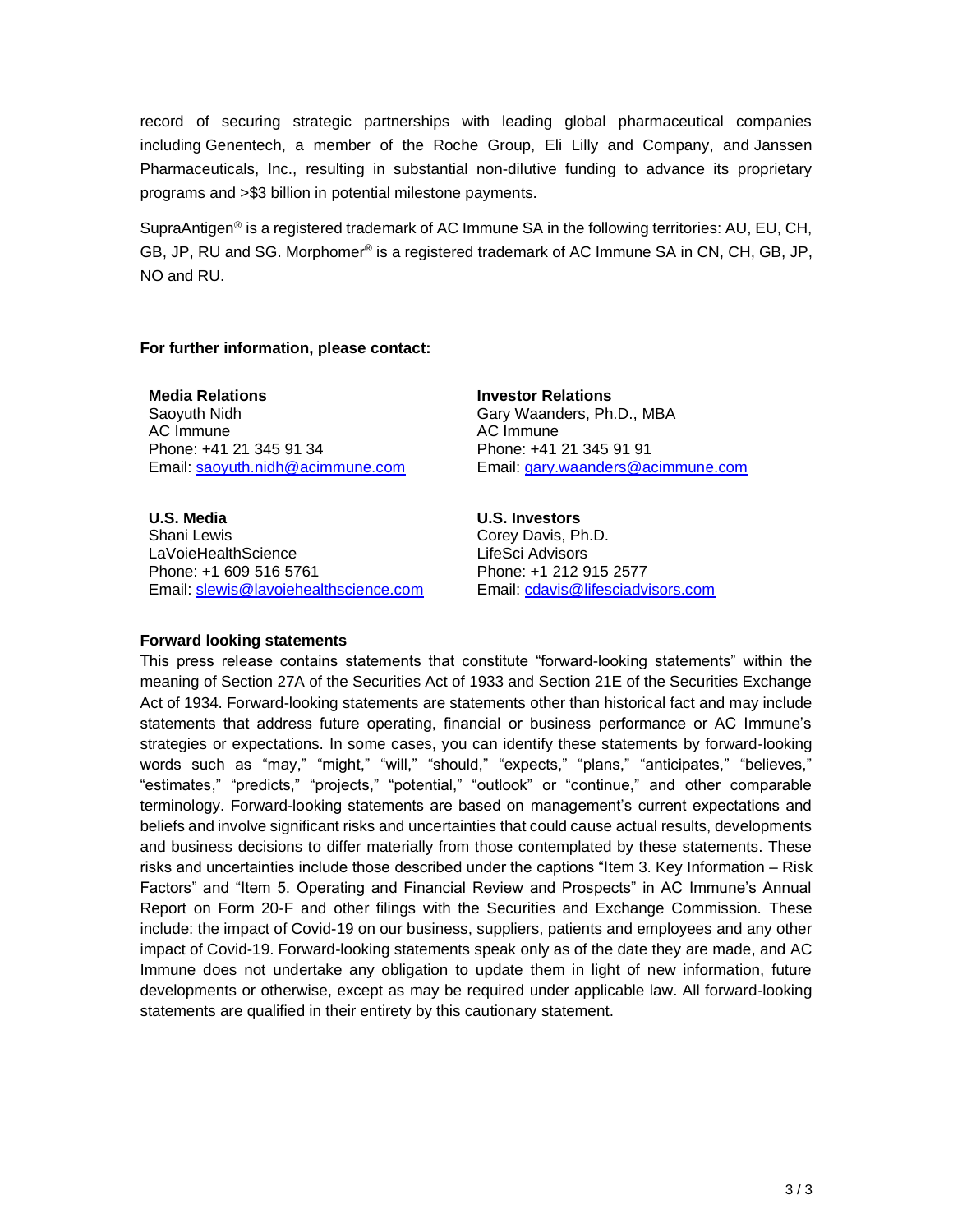record of securing strategic partnerships with leading global pharmaceutical companies including Genentech, a member of the Roche Group, Eli Lilly and Company, and Janssen Pharmaceuticals, Inc., resulting in substantial non-dilutive funding to advance its proprietary programs and >$3 billion in potential milestone payments.

SupraAntigen® is a registered trademark of AC Immune SA in the following territories: AU, EU, CH, GB, JP, RU and SG. Morphomer® is a registered trademark of AC Immune SA in CN, CH, GB, JP, NO and RU.

**For further information, please contact:**

**Media Relations**
Saoyuth Nidh
AC Immune
Phone: +41 21 345 91 34
Email: saoyuth.nidh@acimmune.com

**Investor Relations**
Gary Waanders, Ph.D., MBA
AC Immune
Phone: +41 21 345 91 91
Email: gary.waanders@acimmune.com

**U.S. Media**
Shani Lewis
LaVoieHealthScience
Phone: +1 609 516 5761
Email: slewis@lavoiehealthscience.com

**U.S. Investors**
Corey Davis, Ph.D.
LifeSci Advisors
Phone: +1 212 915 2577
Email: cdavis@lifesciadvisors.com

**Forward looking statements**

This press release contains statements that constitute "forward-looking statements" within the meaning of Section 27A of the Securities Act of 1933 and Section 21E of the Securities Exchange Act of 1934. Forward-looking statements are statements other than historical fact and may include statements that address future operating, financial or business performance or AC Immune's strategies or expectations. In some cases, you can identify these statements by forward-looking words such as "may," "might," "will," "should," "expects," "plans," "anticipates," "believes," "estimates," "predicts," "projects," "potential," "outlook" or "continue," and other comparable terminology. Forward-looking statements are based on management's current expectations and beliefs and involve significant risks and uncertainties that could cause actual results, developments and business decisions to differ materially from those contemplated by these statements. These risks and uncertainties include those described under the captions "Item 3. Key Information – Risk Factors" and "Item 5. Operating and Financial Review and Prospects" in AC Immune's Annual Report on Form 20-F and other filings with the Securities and Exchange Commission. These include: the impact of Covid-19 on our business, suppliers, patients and employees and any other impact of Covid-19. Forward-looking statements speak only as of the date they are made, and AC Immune does not undertake any obligation to update them in light of new information, future developments or otherwise, except as may be required under applicable law. All forward-looking statements are qualified in their entirety by this cautionary statement.